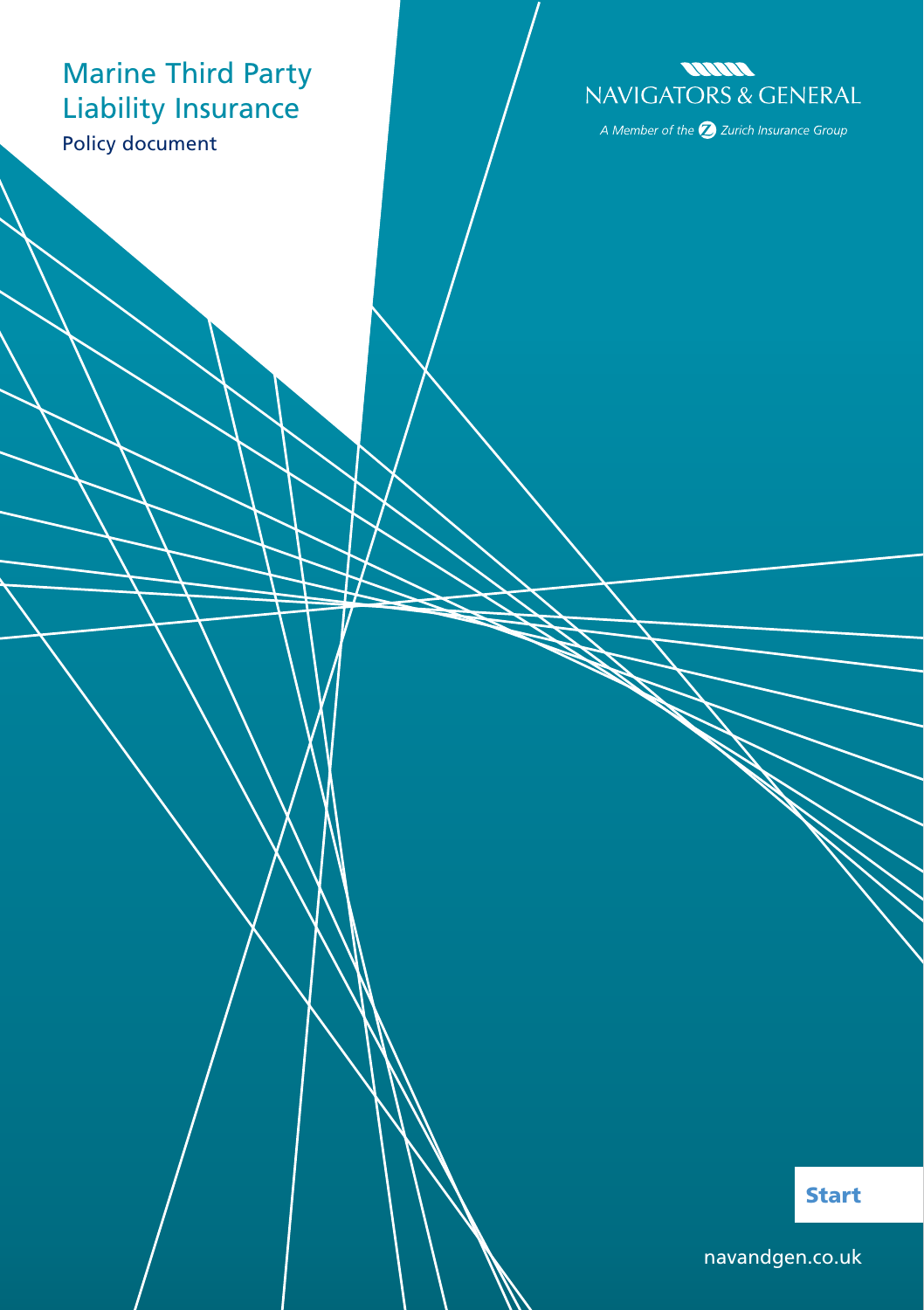# Marine Third Party Liability Insurance

Policy document

NAVIGATORS & GENERAL

*A Member of the Zurich Insurance Group*

Start

navandgen.co.uk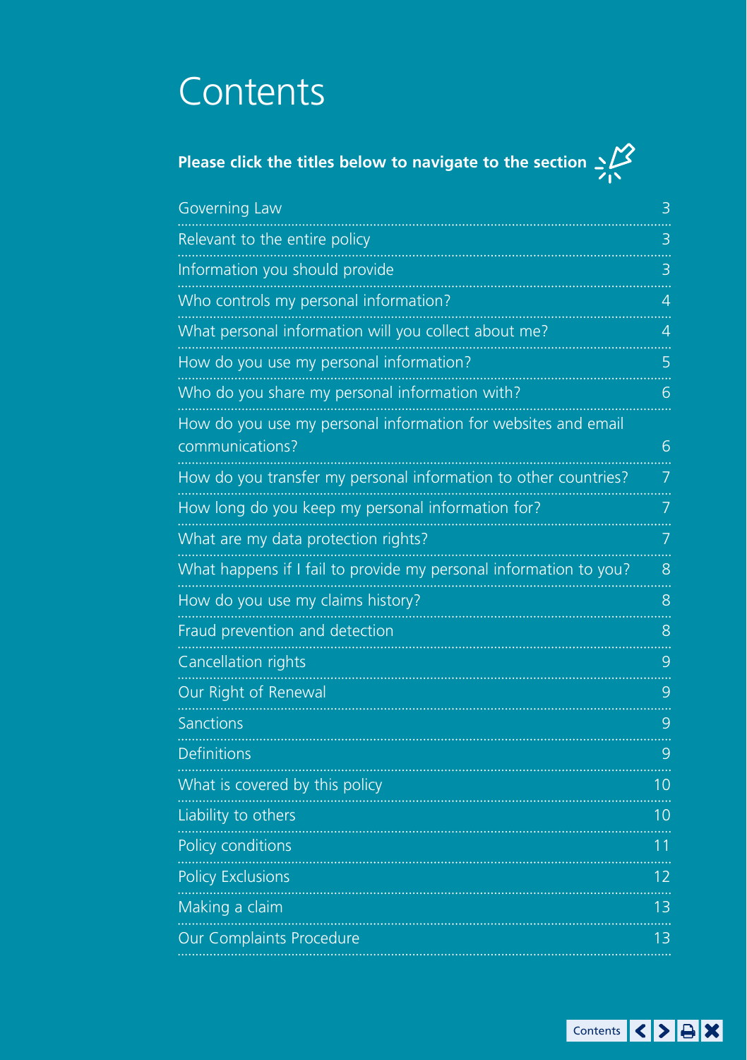# Contents

**Please click the titles below to navigate to the section**

| | |
|---|---|
| Governing Law | 3 |
| Relevant to the entire policy | 3 |
| Information you should provide | 3 |
| Who controls my personal information? | 4 |
| What personal information will you collect about me? | 4 |
| How do you use my personal information? | 5 |
| Who do you share my personal information with? | 6 |
| How do you use my personal information for websites and email communications? | 6 |
| How do you transfer my personal information to other countries? | 7 |
| How long do you keep my personal information for? | 7 |
| What are my data protection rights? | 7 |
| What happens if I fail to provide my personal information to you? | 8 |
| How do you use my claims history? | 8 |
| Fraud prevention and detection | 8 |
| Cancellation rights | 9 |
| Our Right of Renewal | 9 |
| Sanctions | 9 |
| Definitions | 9 |
| What is covered by this policy | 10 |
| Liability to others | 10 |
| Policy conditions | 11 |
| Policy Exclusions | 12 |
| Making a claim | 13 |
| Our Complaints Procedure | 13 |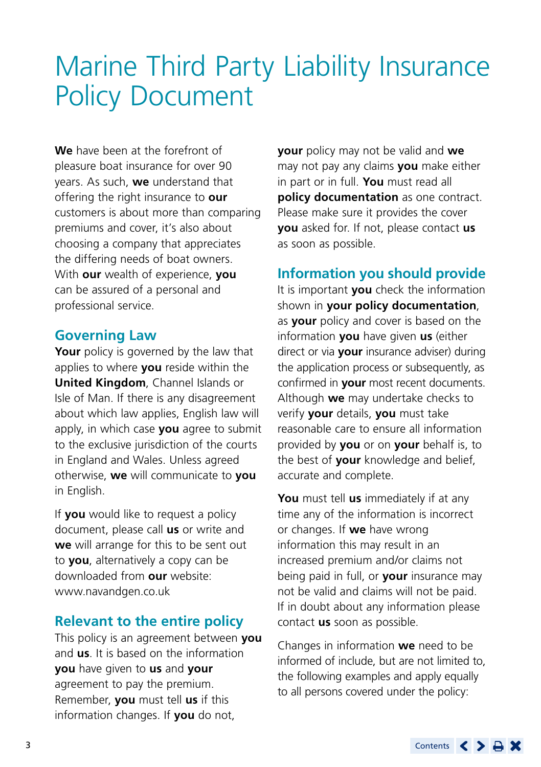# Marine Third Party Liability Insurance Policy Document

**We** have been at the forefront of pleasure boat insurance for over 90 years. As such, **we** understand that offering the right insurance to **our** customers is about more than comparing premiums and cover, it's also about choosing a company that appreciates the differing needs of boat owners. With **our** wealth of experience, **you** can be assured of a personal and professional service.

## Governing Law

**Your** policy is governed by the law that applies to where **you** reside within the **United Kingdom**, Channel Islands or Isle of Man. If there is any disagreement about which law applies, English law will apply, in which case **you** agree to submit to the exclusive jurisdiction of the courts in England and Wales. Unless agreed otherwise, **we** will communicate to **you** in English.

If **you** would like to request a policy document, please call **us** or write and **we** will arrange for this to be sent out to **you**, alternatively a copy can be downloaded from **our** website: www.navandgen.co.uk

## Relevant to the entire policy

This policy is an agreement between **you** and **us**. It is based on the information **you** have given to **us** and **your** agreement to pay the premium. Remember, **you** must tell **us** if this information changes. If **you** do not, **your** policy may not be valid and **we** may not pay any claims **you** make either in part or in full. **You** must read all **policy documentation** as one contract. Please make sure it provides the cover **you** asked for. If not, please contact **us** as soon as possible.

## Information you should provide

It is important **you** check the information shown in **your policy documentation**, as **your** policy and cover is based on the information **you** have given **us** (either direct or via **your** insurance adviser) during the application process or subsequently, as confirmed in **your** most recent documents. Although **we** may undertake checks to verify **your** details, **you** must take reasonable care to ensure all information provided by **you** or on **your** behalf is, to the best of **your** knowledge and belief, accurate and complete.

**You** must tell **us** immediately if at any time any of the information is incorrect or changes. If **we** have wrong information this may result in an increased premium and/or claims not being paid in full, or **your** insurance may not be valid and claims will not be paid. If in doubt about any information please contact **us** soon as possible.

Changes in information **we** need to be informed of include, but are not limited to, the following examples and apply equally to all persons covered under the policy: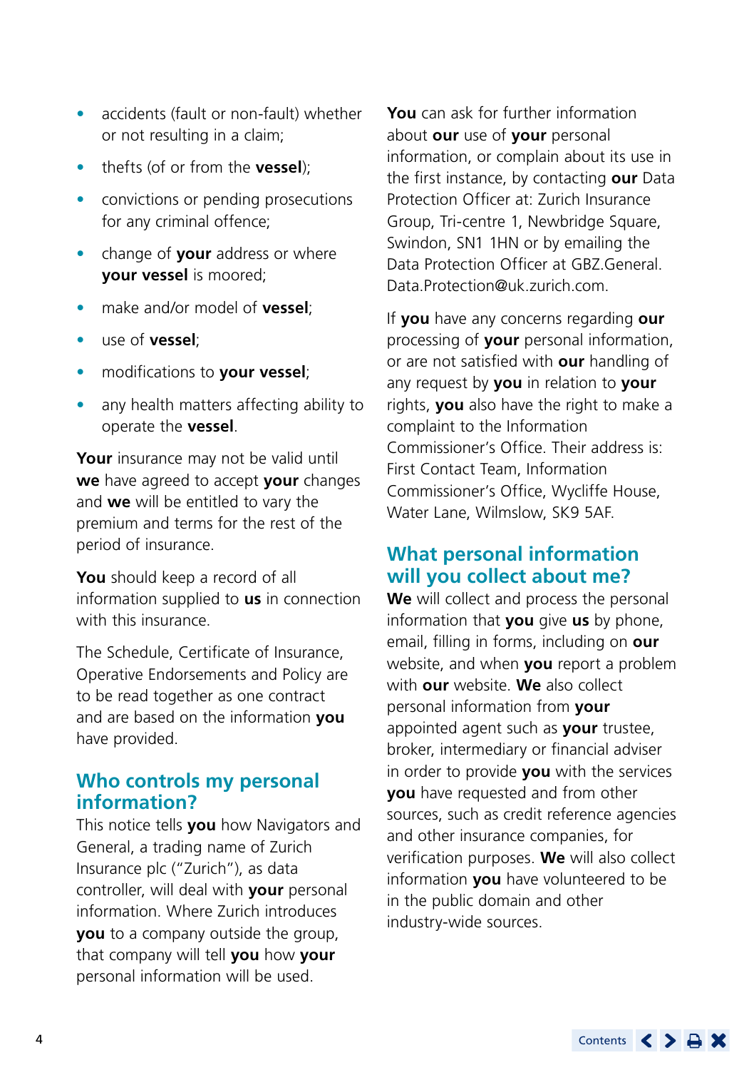- accidents (fault or non-fault) whether or not resulting in a claim;
- thefts (of or from the **vessel**);
- convictions or pending prosecutions for any criminal offence;
- change of **your** address or where **your vessel** is moored;
- make and/or model of **vessel**;
- use of **vessel**;
- modifications to **your vessel**;
- any health matters affecting ability to operate the **vessel**.

**Your** insurance may not be valid until **we** have agreed to accept **your** changes and **we** will be entitled to vary the premium and terms for the rest of the period of insurance.

**You** should keep a record of all information supplied to **us** in connection with this insurance.

The Schedule, Certificate of Insurance, Operative Endorsements and Policy are to be read together as one contract and are based on the information **you** have provided.

## Who controls my personal information?

This notice tells **you** how Navigators and General, a trading name of Zurich Insurance plc ("Zurich"), as data controller, will deal with **your** personal information. Where Zurich introduces **you** to a company outside the group, that company will tell **you** how **your** personal information will be used.

**You** can ask for further information about **our** use of **your** personal information, or complain about its use in the first instance, by contacting **our** Data Protection Officer at: Zurich Insurance Group, Tri-centre 1, Newbridge Square, Swindon, SN1 1HN or by emailing the Data Protection Officer at GBZ.General.Data.Protection@uk.zurich.com.

If **you** have any concerns regarding **our** processing of **your** personal information, or are not satisfied with **our** handling of any request by **you** in relation to **your** rights, **you** also have the right to make a complaint to the Information Commissioner's Office. Their address is: First Contact Team, Information Commissioner's Office, Wycliffe House, Water Lane, Wilmslow, SK9 5AF.

## What personal information will you collect about me?

**We** will collect and process the personal information that **you** give **us** by phone, email, filling in forms, including on **our** website, and when **you** report a problem with **our** website. **We** also collect personal information from **your** appointed agent such as **your** trustee, broker, intermediary or financial adviser in order to provide **you** with the services **you** have requested and from other sources, such as credit reference agencies and other insurance companies, for verification purposes. **We** will also collect information **you** have volunteered to be in the public domain and other industry-wide sources.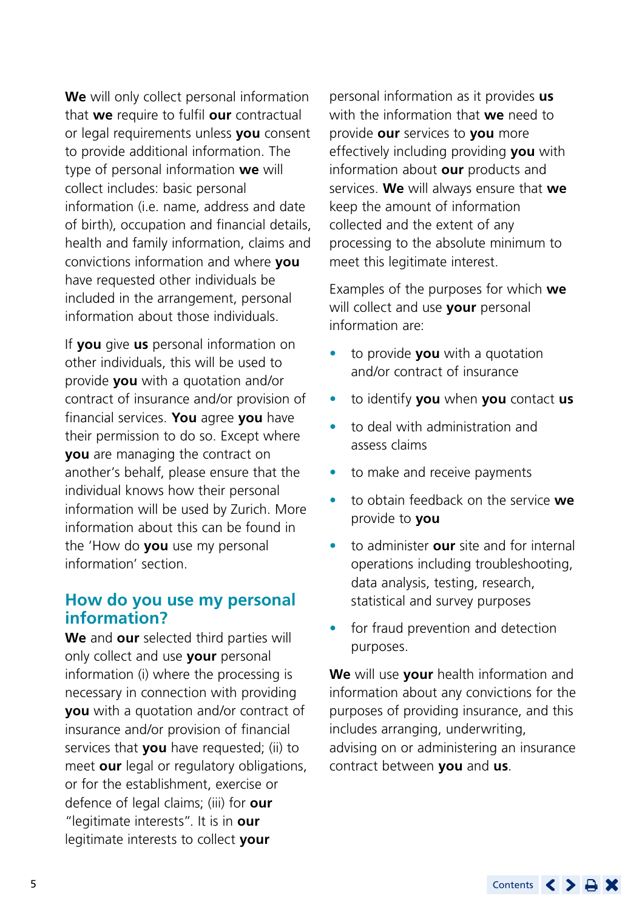**We** will only collect personal information that **we** require to fulfil **our** contractual or legal requirements unless **you** consent to provide additional information. The type of personal information **we** will collect includes: basic personal information (i.e. name, address and date of birth), occupation and financial details, health and family information, claims and convictions information and where **you** have requested other individuals be included in the arrangement, personal information about those individuals.

If **you** give **us** personal information on other individuals, this will be used to provide **you** with a quotation and/or contract of insurance and/or provision of financial services. **You** agree **you** have their permission to do so. Except where **you** are managing the contract on another's behalf, please ensure that the individual knows how their personal information will be used by Zurich. More information about this can be found in the 'How do **you** use my personal information' section.

## How do you use my personal information?

**We** and **our** selected third parties will only collect and use **your** personal information (i) where the processing is necessary in connection with providing **you** with a quotation and/or contract of insurance and/or provision of financial services that **you** have requested; (ii) to meet **our** legal or regulatory obligations, or for the establishment, exercise or defence of legal claims; (iii) for **our** "legitimate interests". It is in **our** legitimate interests to collect **your** personal information as it provides **us** with the information that **we** need to provide **our** services to **you** more effectively including providing **you** with information about **our** products and services. **We** will always ensure that **we** keep the amount of information collected and the extent of any processing to the absolute minimum to meet this legitimate interest.

Examples of the purposes for which **we** will collect and use **your** personal information are:

- to provide **you** with a quotation and/or contract of insurance
- to identify **you** when **you** contact **us**
- to deal with administration and assess claims
- to make and receive payments
- to obtain feedback on the service **we** provide to **you**
- to administer **our** site and for internal operations including troubleshooting, data analysis, testing, research, statistical and survey purposes
- for fraud prevention and detection purposes.

**We** will use **your** health information and information about any convictions for the purposes of providing insurance, and this includes arranging, underwriting, advising on or administering an insurance contract between **you** and **us**.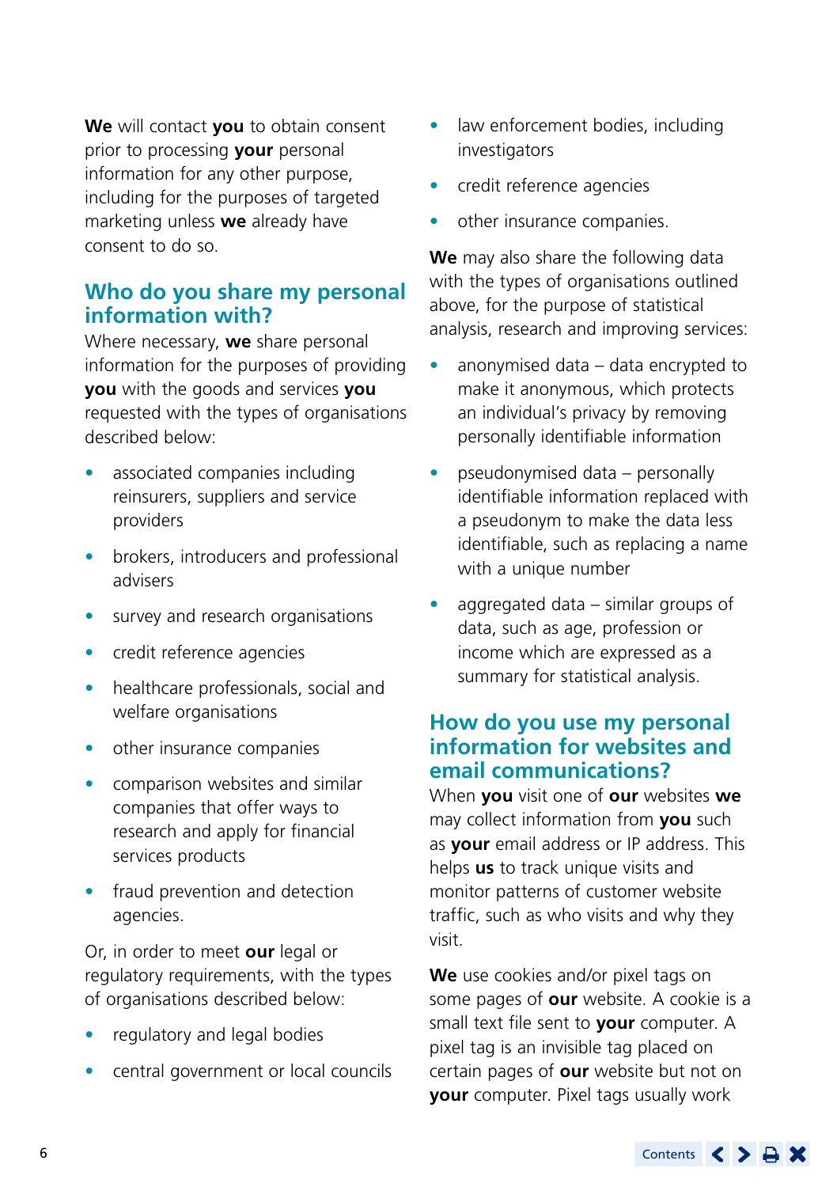**We** will contact **you** to obtain consent prior to processing **your** personal information for any other purpose, including for the purposes of targeted marketing unless **we** already have consent to do so.

## Who do you share my personal information with?

Where necessary, **we** share personal information for the purposes of providing **you** with the goods and services **you** requested with the types of organisations described below:

- associated companies including reinsurers, suppliers and service providers
- brokers, introducers and professional advisers
- survey and research organisations
- credit reference agencies
- healthcare professionals, social and welfare organisations
- other insurance companies
- comparison websites and similar companies that offer ways to research and apply for financial services products
- fraud prevention and detection agencies.

Or, in order to meet **our** legal or regulatory requirements, with the types of organisations described below:

- regulatory and legal bodies
- central government or local councils
- law enforcement bodies, including investigators
- credit reference agencies
- other insurance companies.

**We** may also share the following data with the types of organisations outlined above, for the purpose of statistical analysis, research and improving services:

- anonymised data – data encrypted to make it anonymous, which protects an individual's privacy by removing personally identifiable information
- pseudonymised data – personally identifiable information replaced with a pseudonym to make the data less identifiable, such as replacing a name with a unique number
- aggregated data – similar groups of data, such as age, profession or income which are expressed as a summary for statistical analysis.

## How do you use my personal information for websites and email communications?

When **you** visit one of **our** websites **we** may collect information from **you** such as **your** email address or IP address. This helps **us** to track unique visits and monitor patterns of customer website traffic, such as who visits and why they visit.

**We** use cookies and/or pixel tags on some pages of **our** website. A cookie is a small text file sent to **your** computer. A pixel tag is an invisible tag placed on certain pages of **our** website but not on **your** computer. Pixel tags usually work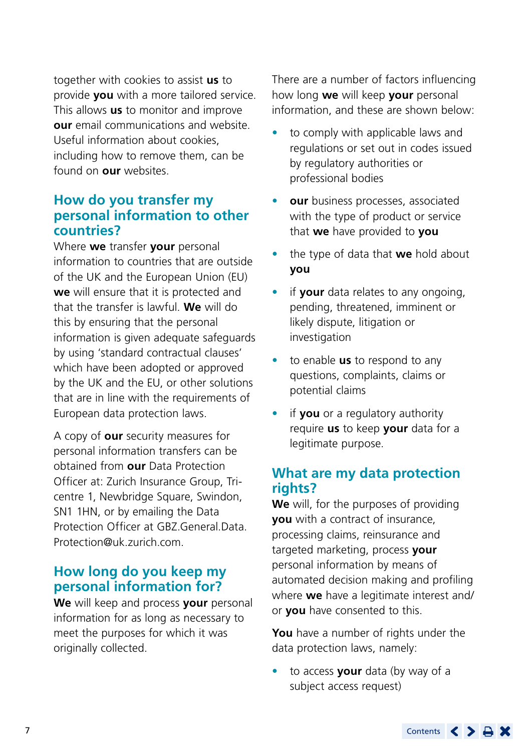together with cookies to assist **us** to provide **you** with a more tailored service. This allows **us** to monitor and improve **our** email communications and website. Useful information about cookies, including how to remove them, can be found on **our** websites.

## How do you transfer my personal information to other countries?

Where **we** transfer **your** personal information to countries that are outside of the UK and the European Union (EU) **we** will ensure that it is protected and that the transfer is lawful. **We** will do this by ensuring that the personal information is given adequate safeguards by using 'standard contractual clauses' which have been adopted or approved by the UK and the EU, or other solutions that are in line with the requirements of European data protection laws.

A copy of **our** security measures for personal information transfers can be obtained from **our** Data Protection Officer at: Zurich Insurance Group, Tri-centre 1, Newbridge Square, Swindon, SN1 1HN, or by emailing the Data Protection Officer at GBZ.General.Data.Protection@uk.zurich.com.

## How long do you keep my personal information for?

**We** will keep and process **your** personal information for as long as necessary to meet the purposes for which it was originally collected.

There are a number of factors influencing how long **we** will keep **your** personal information, and these are shown below:

- to comply with applicable laws and regulations or set out in codes issued by regulatory authorities or professional bodies
- **our** business processes, associated with the type of product or service that **we** have provided to **you**
- the type of data that **we** hold about **you**
- if **your** data relates to any ongoing, pending, threatened, imminent or likely dispute, litigation or investigation
- to enable **us** to respond to any questions, complaints, claims or potential claims
- if **you** or a regulatory authority require **us** to keep **your** data for a legitimate purpose.

## What are my data protection rights?

**We** will, for the purposes of providing **you** with a contract of insurance, processing claims, reinsurance and targeted marketing, process **your** personal information by means of automated decision making and profiling where **we** have a legitimate interest and/or **you** have consented to this.

**You** have a number of rights under the data protection laws, namely:

- to access **your** data (by way of a subject access request)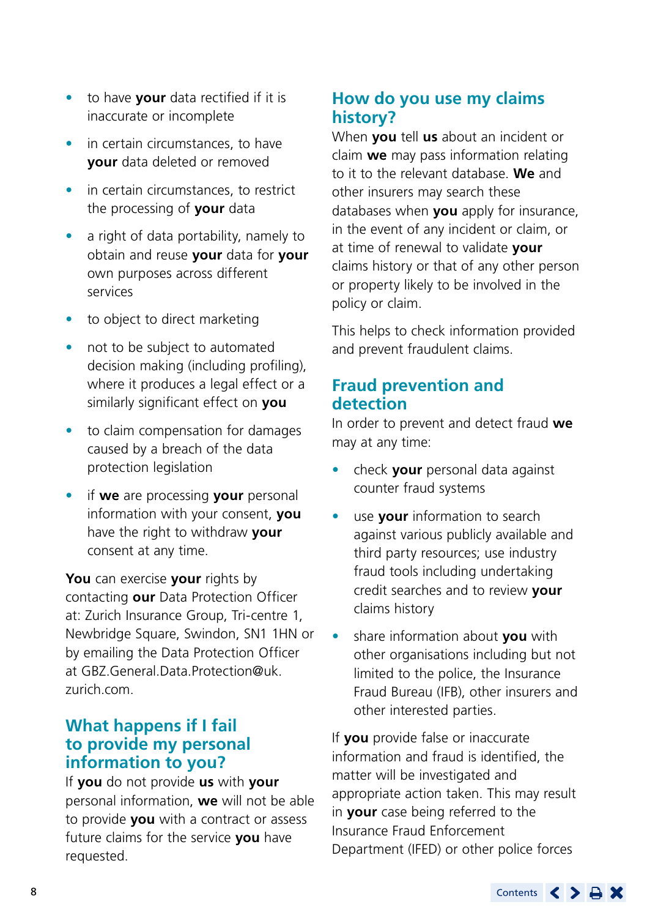- to have **your** data rectified if it is inaccurate or incomplete
- in certain circumstances, to have **your** data deleted or removed
- in certain circumstances, to restrict the processing of **your** data
- a right of data portability, namely to obtain and reuse **your** data for **your** own purposes across different services
- to object to direct marketing
- not to be subject to automated decision making (including profiling), where it produces a legal effect or a similarly significant effect on **you**
- to claim compensation for damages caused by a breach of the data protection legislation
- if **we** are processing **your** personal information with your consent, **you** have the right to withdraw **your** consent at any time.

**You** can exercise **your** rights by contacting **our** Data Protection Officer at: Zurich Insurance Group, Tri-centre 1, Newbridge Square, Swindon, SN1 1HN or by emailing the Data Protection Officer at GBZ.General.Data.Protection@uk.zurich.com.

## What happens if I fail to provide my personal information to you?

If **you** do not provide **us** with **your** personal information, **we** will not be able to provide **you** with a contract or assess future claims for the service **you** have requested.

## How do you use my claims history?

When **you** tell **us** about an incident or claim **we** may pass information relating to it to the relevant database. **We** and other insurers may search these databases when **you** apply for insurance, in the event of any incident or claim, or at time of renewal to validate **your** claims history or that of any other person or property likely to be involved in the policy or claim.

This helps to check information provided and prevent fraudulent claims.

## Fraud prevention and detection

In order to prevent and detect fraud **we** may at any time:

- check **your** personal data against counter fraud systems
- use **your** information to search against various publicly available and third party resources; use industry fraud tools including undertaking credit searches and to review **your** claims history
- share information about **you** with other organisations including but not limited to the police, the Insurance Fraud Bureau (IFB), other insurers and other interested parties.

If **you** provide false or inaccurate information and fraud is identified, the matter will be investigated and appropriate action taken. This may result in **your** case being referred to the Insurance Fraud Enforcement Department (IFED) or other police forces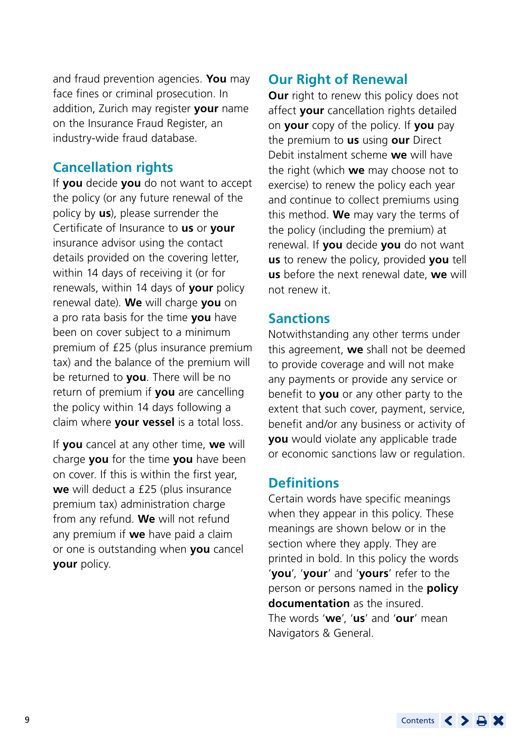and fraud prevention agencies. **You** may face fines or criminal prosecution. In addition, Zurich may register **your** name on the Insurance Fraud Register, an industry-wide fraud database.

## Cancellation rights

If **you** decide **you** do not want to accept the policy (or any future renewal of the policy by **us**), please surrender the Certificate of Insurance to **us** or **your** insurance advisor using the contact details provided on the covering letter, within 14 days of receiving it (or for renewals, within 14 days of **your** policy renewal date). **We** will charge **you** on a pro rata basis for the time **you** have been on cover subject to a minimum premium of £25 (plus insurance premium tax) and the balance of the premium will be returned to **you**. There will be no return of premium if **you** are cancelling the policy within 14 days following a claim where **your vessel** is a total loss.

If **you** cancel at any other time, **we** will charge **you** for the time **you** have been on cover. If this is within the first year, **we** will deduct a £25 (plus insurance premium tax) administration charge from any refund. **We** will not refund any premium if **we** have paid a claim or one is outstanding when **you** cancel **your** policy.

## Our Right of Renewal

**Our** right to renew this policy does not affect **your** cancellation rights detailed on **your** copy of the policy. If **you** pay the premium to **us** using **our** Direct Debit instalment scheme **we** will have the right (which **we** may choose not to exercise) to renew the policy each year and continue to collect premiums using this method. **We** may vary the terms of the policy (including the premium) at renewal. If **you** decide **you** do not want **us** to renew the policy, provided **you** tell **us** before the next renewal date, **we** will not renew it.

## Sanctions

Notwithstanding any other terms under this agreement, **we** shall not be deemed to provide coverage and will not make any payments or provide any service or benefit to **you** or any other party to the extent that such cover, payment, service, benefit and/or any business or activity of **you** would violate any applicable trade or economic sanctions law or regulation.

## Definitions

Certain words have specific meanings when they appear in this policy. These meanings are shown below or in the section where they apply. They are printed in bold. In this policy the words '**you**', '**your**' and '**yours**' refer to the person or persons named in the **policy documentation** as the insured.
The words '**we**', '**us**' and '**our**' mean Navigators & General.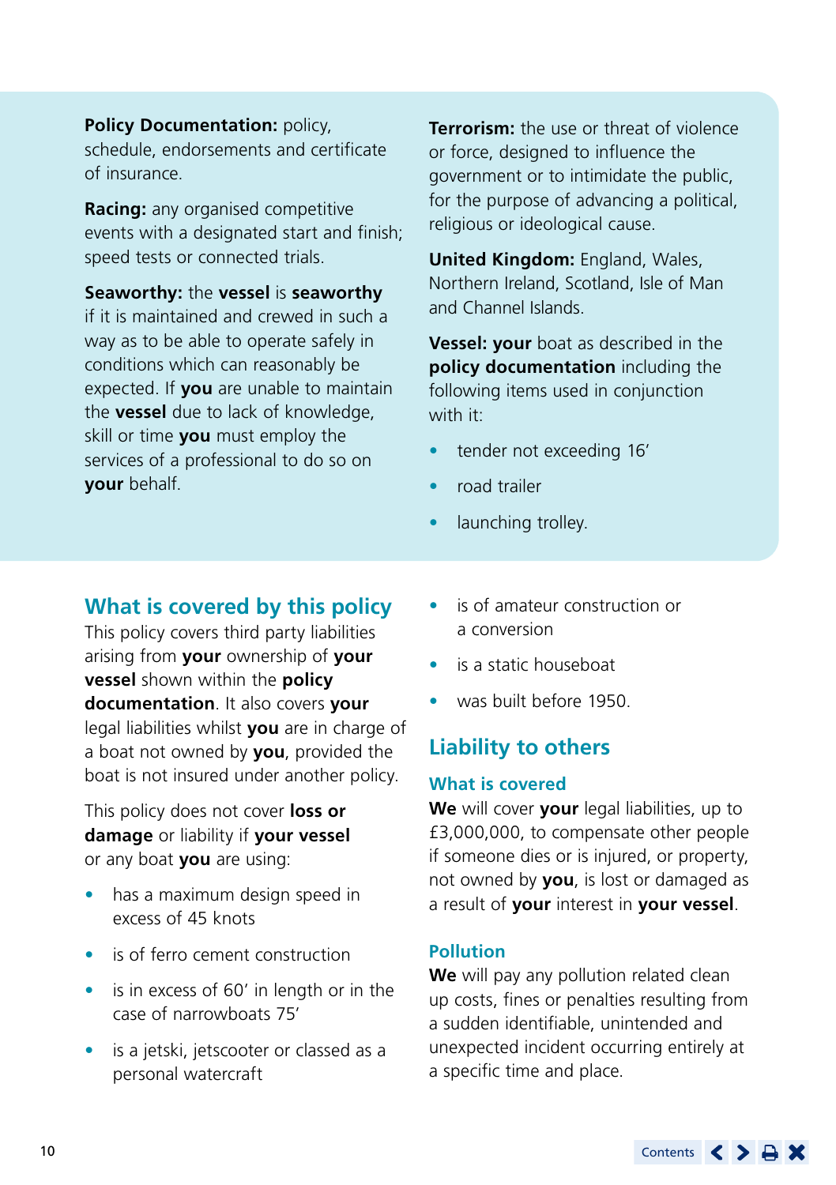**Policy Documentation:** policy, schedule, endorsements and certificate of insurance.

**Racing:** any organised competitive events with a designated start and finish; speed tests or connected trials.

**Seaworthy:** the **vessel** is **seaworthy** if it is maintained and crewed in such a way as to be able to operate safely in conditions which can reasonably be expected. If **you** are unable to maintain the **vessel** due to lack of knowledge, skill or time **you** must employ the services of a professional to do so on **your** behalf.

**Terrorism:** the use or threat of violence or force, designed to influence the government or to intimidate the public, for the purpose of advancing a political, religious or ideological cause.

**United Kingdom:** England, Wales, Northern Ireland, Scotland, Isle of Man and Channel Islands.

**Vessel: your** boat as described in the **policy documentation** including the following items used in conjunction with it:

- tender not exceeding 16'
- road trailer
- launching trolley.

## What is covered by this policy

This policy covers third party liabilities arising from **your** ownership of **your vessel** shown within the **policy documentation**. It also covers **your** legal liabilities whilst **you** are in charge of a boat not owned by **you**, provided the boat is not insured under another policy.

This policy does not cover **loss or damage** or liability if **your vessel** or any boat **you** are using:

- has a maximum design speed in excess of 45 knots
- is of ferro cement construction
- is in excess of 60' in length or in the case of narrowboats 75'
- is a jetski, jetscooter or classed as a personal watercraft
- is of amateur construction or a conversion
- is a static houseboat
- was built before 1950.

## Liability to others

### What is covered

**We** will cover **your** legal liabilities, up to £3,000,000, to compensate other people if someone dies or is injured, or property, not owned by **you**, is lost or damaged as a result of **your** interest in **your vessel**.

### Pollution

**We** will pay any pollution related clean up costs, fines or penalties resulting from a sudden identifiable, unintended and unexpected incident occurring entirely at a specific time and place.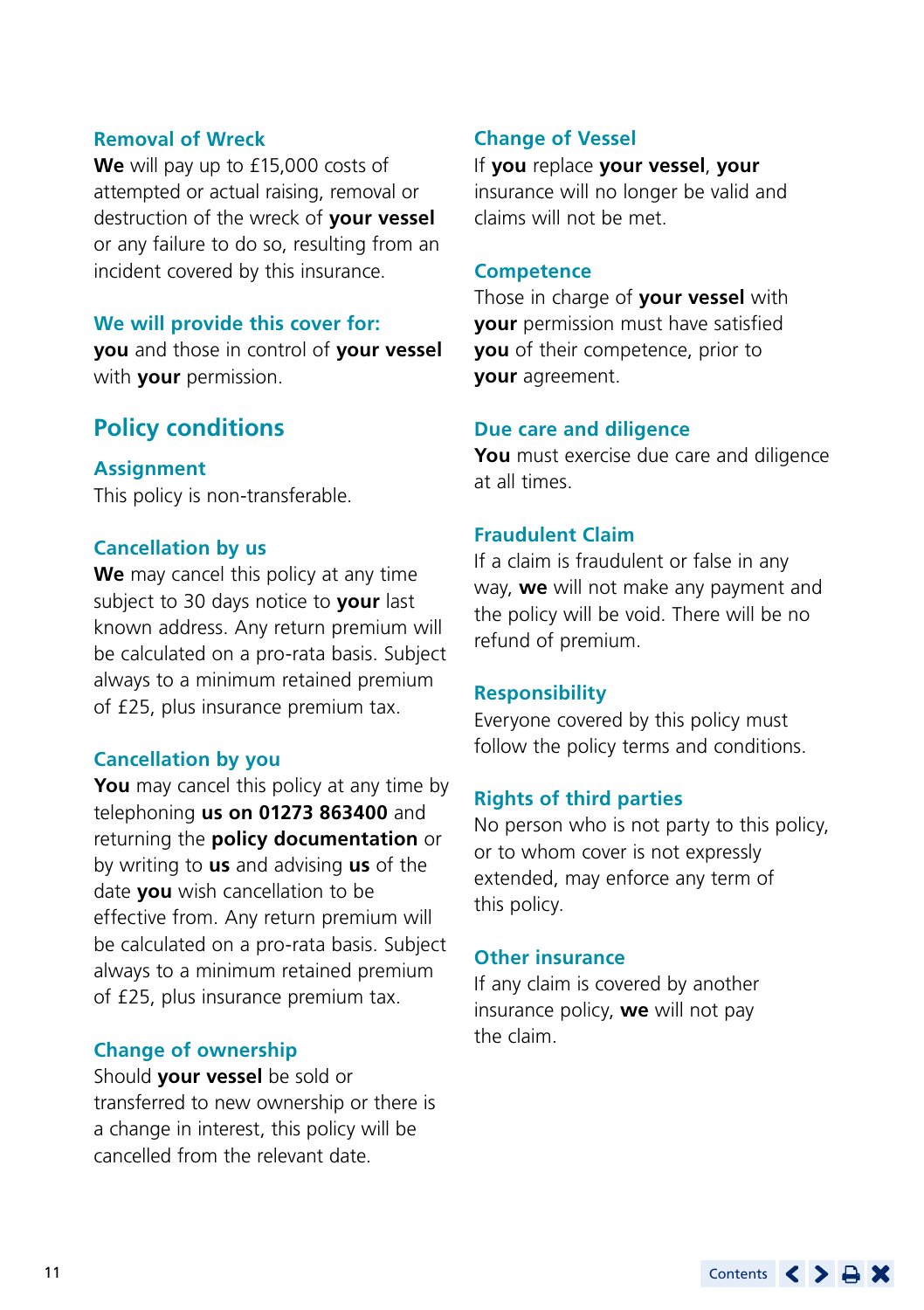### Removal of Wreck

**We** will pay up to £15,000 costs of attempted or actual raising, removal or destruction of the wreck of **your vessel** or any failure to do so, resulting from an incident covered by this insurance.

### We will provide this cover for:

**you** and those in control of **your vessel** with **your** permission.

## Policy conditions

### Assignment

This policy is non-transferable.

### Cancellation by us

**We** may cancel this policy at any time subject to 30 days notice to **your** last known address. Any return premium will be calculated on a pro-rata basis. Subject always to a minimum retained premium of £25, plus insurance premium tax.

### Cancellation by you

**You** may cancel this policy at any time by telephoning **us on 01273 863400** and returning the **policy documentation** or by writing to **us** and advising **us** of the date **you** wish cancellation to be effective from. Any return premium will be calculated on a pro-rata basis. Subject always to a minimum retained premium of £25, plus insurance premium tax.

### Change of ownership

Should **your vessel** be sold or transferred to new ownership or there is a change in interest, this policy will be cancelled from the relevant date.

### Change of Vessel

If **you** replace **your vessel**, **your** insurance will no longer be valid and claims will not be met.

### Competence

Those in charge of **your vessel** with **your** permission must have satisfied **you** of their competence, prior to **your** agreement.

### Due care and diligence

**You** must exercise due care and diligence at all times.

### Fraudulent Claim

If a claim is fraudulent or false in any way, **we** will not make any payment and the policy will be void. There will be no refund of premium.

### Responsibility

Everyone covered by this policy must follow the policy terms and conditions.

### Rights of third parties

No person who is not party to this policy, or to whom cover is not expressly extended, may enforce any term of this policy.

### Other insurance

If any claim is covered by another insurance policy, **we** will not pay the claim.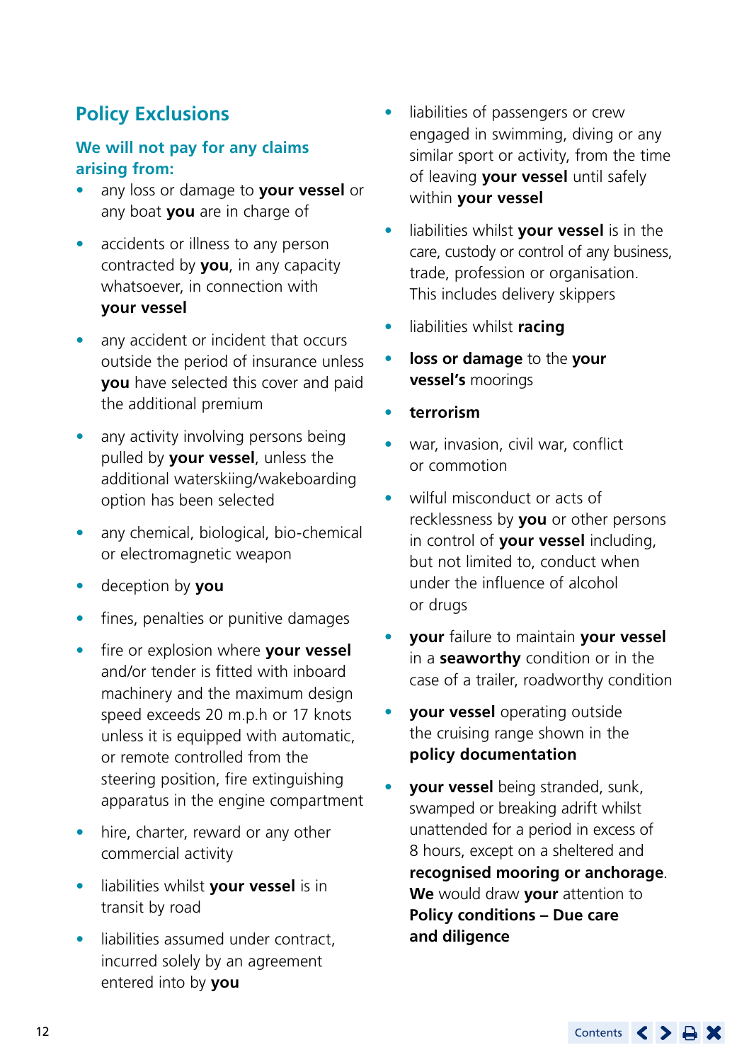## Policy Exclusions

### We will not pay for any claims arising from:

- any loss or damage to **your vessel** or any boat **you** are in charge of
- accidents or illness to any person contracted by **you**, in any capacity whatsoever, in connection with **your vessel**
- any accident or incident that occurs outside the period of insurance unless **you** have selected this cover and paid the additional premium
- any activity involving persons being pulled by **your vessel**, unless the additional waterskiing/wakeboarding option has been selected
- any chemical, biological, bio-chemical or electromagnetic weapon
- deception by **you**
- fines, penalties or punitive damages
- fire or explosion where **your vessel** and/or tender is fitted with inboard machinery and the maximum design speed exceeds 20 m.p.h or 17 knots unless it is equipped with automatic, or remote controlled from the steering position, fire extinguishing apparatus in the engine compartment
- hire, charter, reward or any other commercial activity
- liabilities whilst **your vessel** is in transit by road
- liabilities assumed under contract, incurred solely by an agreement entered into by **you**
- liabilities of passengers or crew engaged in swimming, diving or any similar sport or activity, from the time of leaving **your vessel** until safely within **your vessel**
- liabilities whilst **your vessel** is in the care, custody or control of any business, trade, profession or organisation. This includes delivery skippers
- liabilities whilst **racing**
- **loss or damage** to the **your vessel's** moorings
- **terrorism**
- war, invasion, civil war, conflict or commotion
- wilful misconduct or acts of recklessness by **you** or other persons in control of **your vessel** including, but not limited to, conduct when under the influence of alcohol or drugs
- **your** failure to maintain **your vessel** in a **seaworthy** condition or in the case of a trailer, roadworthy condition
- **your vessel** operating outside the cruising range shown in the **policy documentation**
- **your vessel** being stranded, sunk, swamped or breaking adrift whilst unattended for a period in excess of 8 hours, except on a sheltered and **recognised mooring or anchorage**. **We** would draw **your** attention to **Policy conditions – Due care and diligence**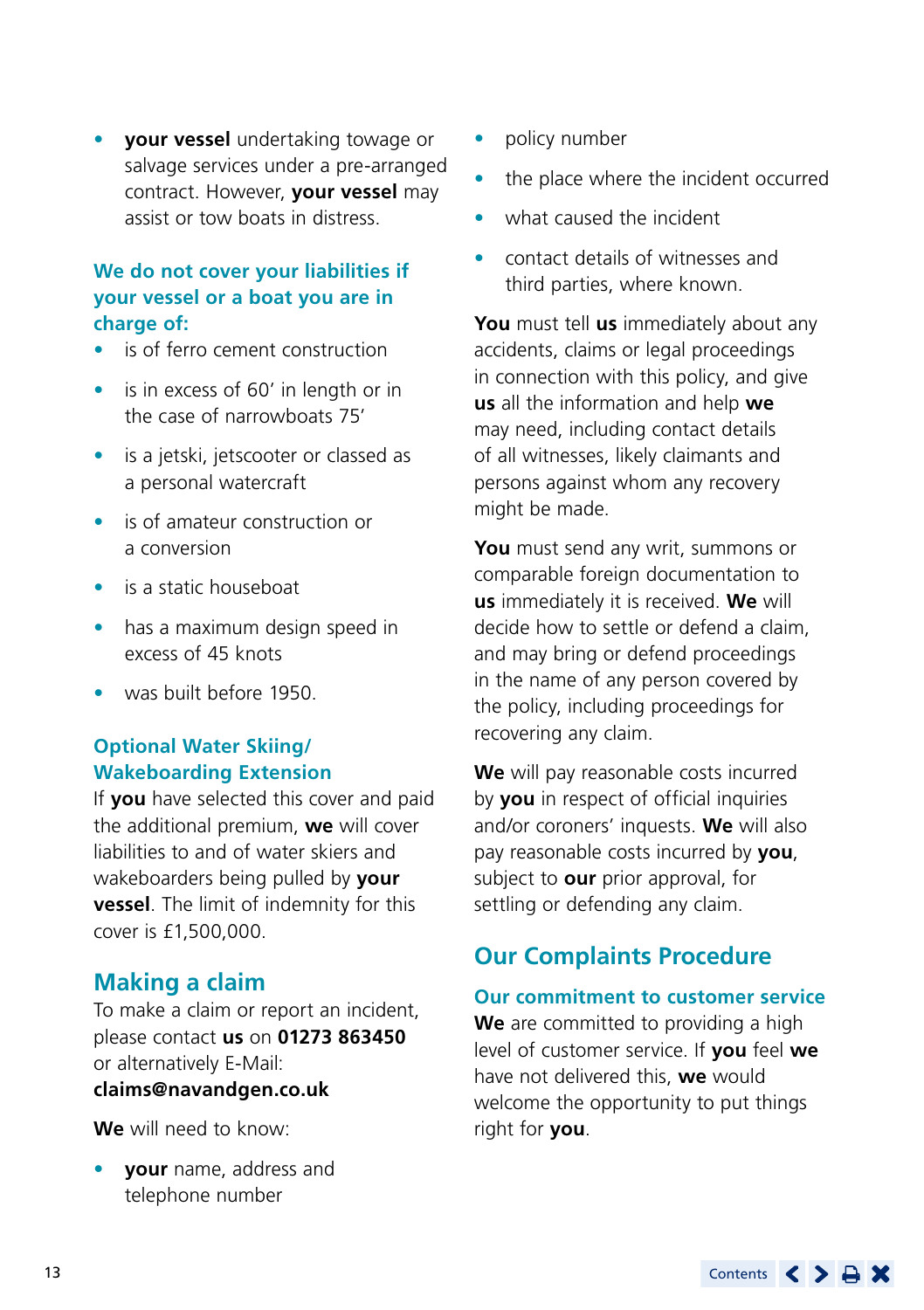- **your vessel** undertaking towage or salvage services under a pre-arranged contract. However, **your vessel** may assist or tow boats in distress.

### We do not cover your liabilities if your vessel or a boat you are in charge of:

- is of ferro cement construction
- is in excess of 60' in length or in the case of narrowboats 75'
- is a jetski, jetscooter or classed as a personal watercraft
- is of amateur construction or a conversion
- is a static houseboat
- has a maximum design speed in excess of 45 knots
- was built before 1950.

### Optional Water Skiing/ Wakeboarding Extension

If **you** have selected this cover and paid the additional premium, **we** will cover liabilities to and of water skiers and wakeboarders being pulled by **your vessel**. The limit of indemnity for this cover is £1,500,000.

## Making a claim

To make a claim or report an incident, please contact **us** on **01273 863450** or alternatively E-Mail: **claims@navandgen.co.uk**

**We** will need to know:

- **your** name, address and telephone number
- policy number
- the place where the incident occurred
- what caused the incident
- contact details of witnesses and third parties, where known.

**You** must tell **us** immediately about any accidents, claims or legal proceedings in connection with this policy, and give **us** all the information and help **we** may need, including contact details of all witnesses, likely claimants and persons against whom any recovery might be made.

**You** must send any writ, summons or comparable foreign documentation to **us** immediately it is received. **We** will decide how to settle or defend a claim, and may bring or defend proceedings in the name of any person covered by the policy, including proceedings for recovering any claim.

**We** will pay reasonable costs incurred by **you** in respect of official inquiries and/or coroners' inquests. **We** will also pay reasonable costs incurred by **you**, subject to **our** prior approval, for settling or defending any claim.

## Our Complaints Procedure

### Our commitment to customer service

**We** are committed to providing a high level of customer service. If **you** feel **we** have not delivered this, **we** would welcome the opportunity to put things right for **you**.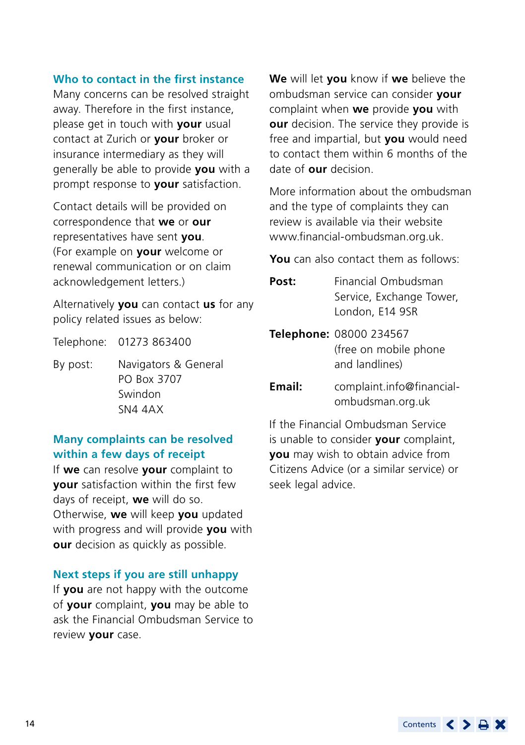### Who to contact in the first instance

Many concerns can be resolved straight away. Therefore in the first instance, please get in touch with **your** usual contact at Zurich or **your** broker or insurance intermediary as they will generally be able to provide **you** with a prompt response to **your** satisfaction.

Contact details will be provided on correspondence that **we** or **our** representatives have sent **you**. (For example on **your** welcome or renewal communication or on claim acknowledgement letters.)

Alternatively **you** can contact **us** for any policy related issues as below:

Telephone: 01273 863400

By post: Navigators & General
PO Box 3707
Swindon
SN4 4AX

### Many complaints can be resolved within a few days of receipt

If **we** can resolve **your** complaint to **your** satisfaction within the first few days of receipt, **we** will do so. Otherwise, **we** will keep **you** updated with progress and will provide **you** with **our** decision as quickly as possible.

### Next steps if you are still unhappy

If **you** are not happy with the outcome of **your** complaint, **you** may be able to ask the Financial Ombudsman Service to review **your** case.

**We** will let **you** know if **we** believe the ombudsman service can consider **your** complaint when **we** provide **you** with **our** decision. The service they provide is free and impartial, but **you** would need to contact them within 6 months of the date of **our** decision.

More information about the ombudsman and the type of complaints they can review is available via their website www.financial-ombudsman.org.uk.

**You** can also contact them as follows:

**Post:** Financial Ombudsman Service, Exchange Tower, London, E14 9SR

**Telephone:** 08000 234567 (free on mobile phone and landlines)

**Email:** complaint.info@financial-ombudsman.org.uk

If the Financial Ombudsman Service is unable to consider **your** complaint, **you** may wish to obtain advice from Citizens Advice (or a similar service) or seek legal advice.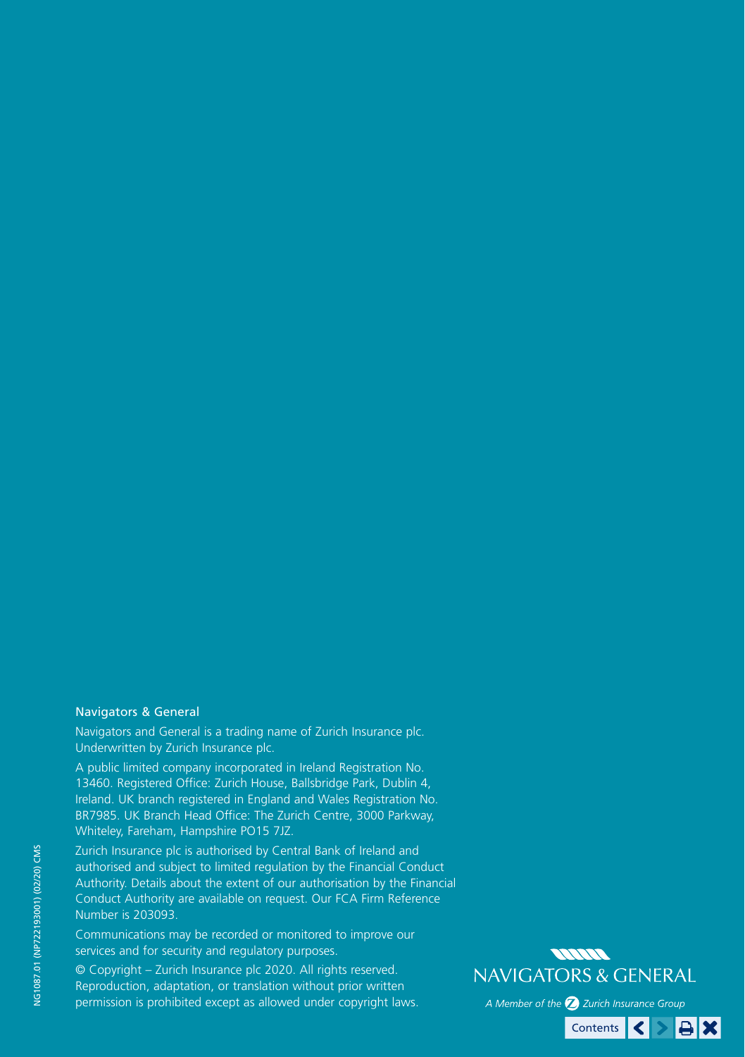Navigators & General

Navigators and General is a trading name of Zurich Insurance plc. Underwritten by Zurich Insurance plc.

A public limited company incorporated in Ireland Registration No. 13460. Registered Office: Zurich House, Ballsbridge Park, Dublin 4, Ireland. UK branch registered in England and Wales Registration No. BR7985. UK Branch Head Office: The Zurich Centre, 3000 Parkway, Whiteley, Fareham, Hampshire PO15 7JZ.

Zurich Insurance plc is authorised by Central Bank of Ireland and authorised and subject to limited regulation by the Financial Conduct Authority. Details about the extent of our authorisation by the Financial Conduct Authority are available on request. Our FCA Firm Reference Number is 203093.

Communications may be recorded or monitored to improve our services and for security and regulatory purposes.

© Copyright – Zurich Insurance plc 2020. All rights reserved. Reproduction, adaptation, or translation without prior written permission is prohibited except as allowed under copyright laws.

NG1087.01 (NP722193001) (02/20) CMS

NAVIGATORS & GENERAL

*A Member of the Zurich Insurance Group*